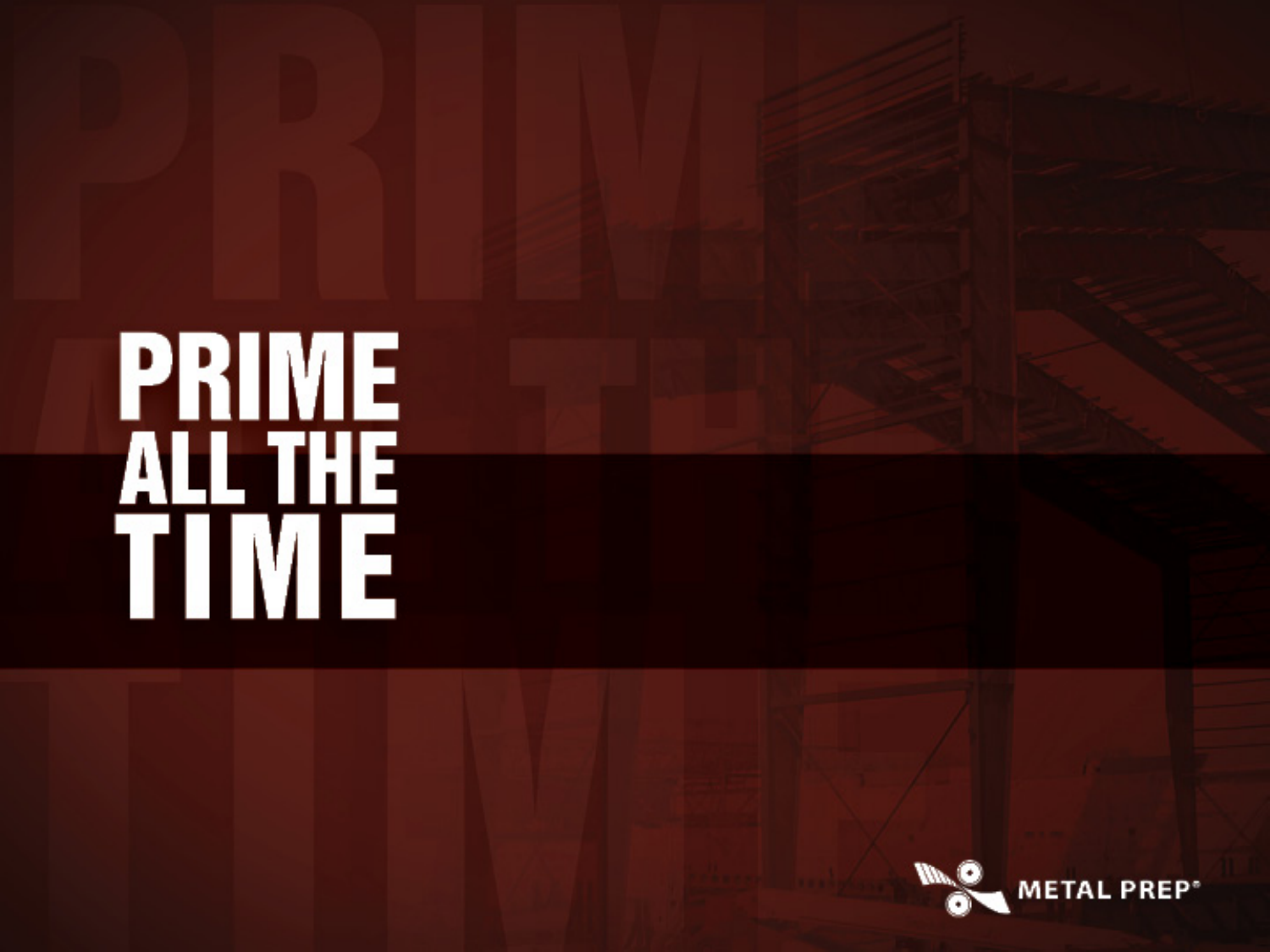# PRIME ALL THE TIME

METAL PREP®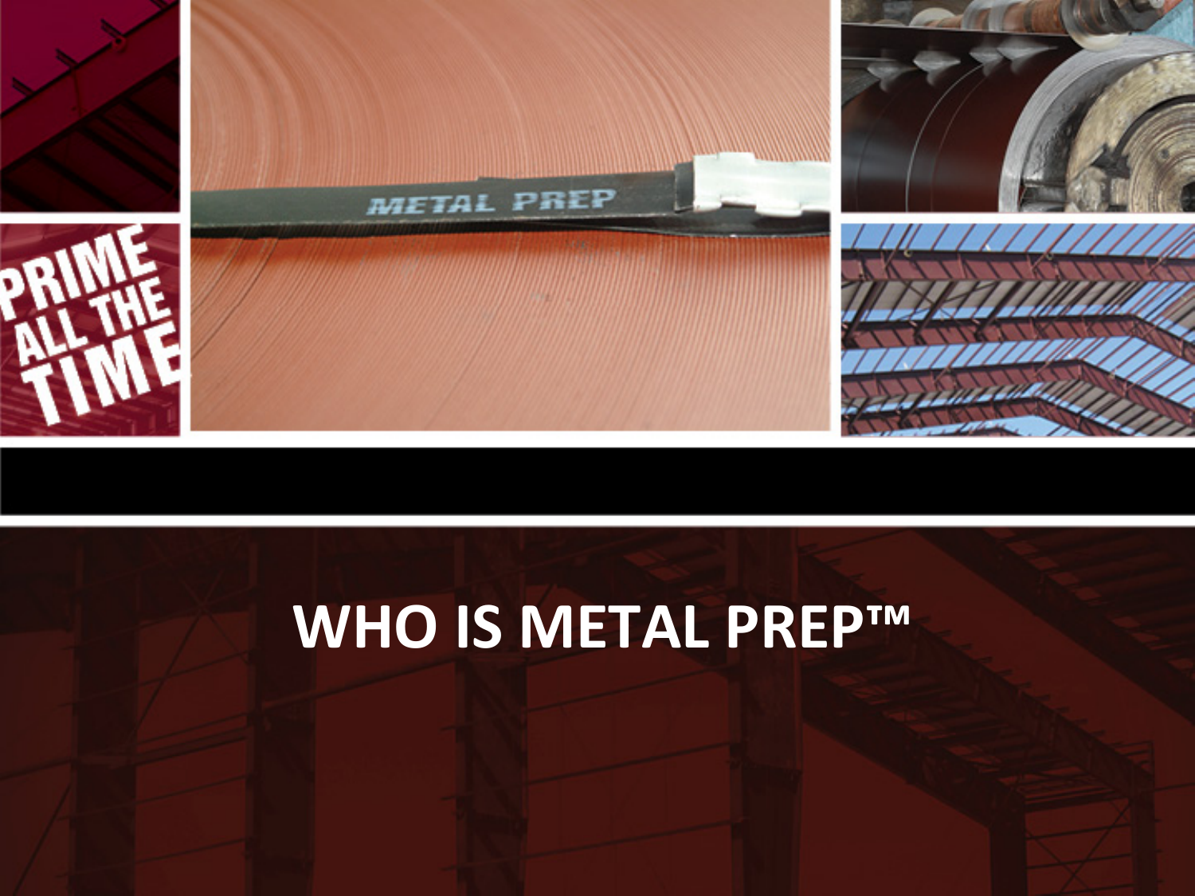# WHO IS METAL PREP™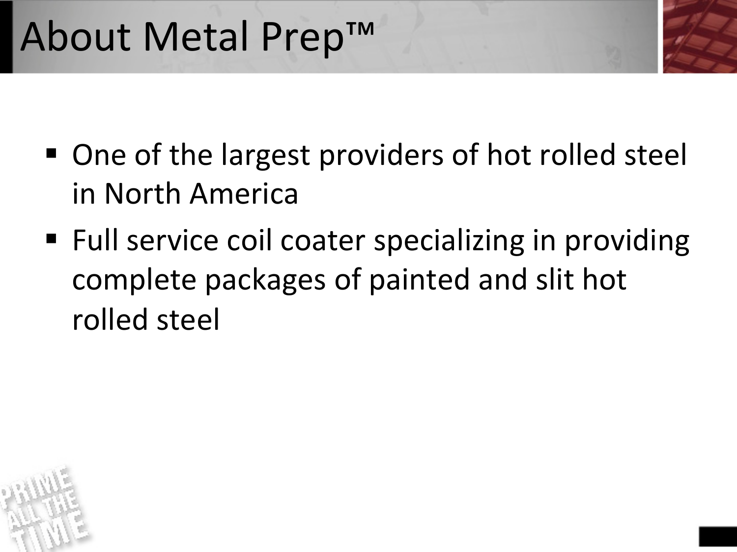# About Metal Prep™

- One of the largest providers of hot rolled steel in North America
- Full service coil coater specializing in providing complete packages of painted and slit hot rolled steel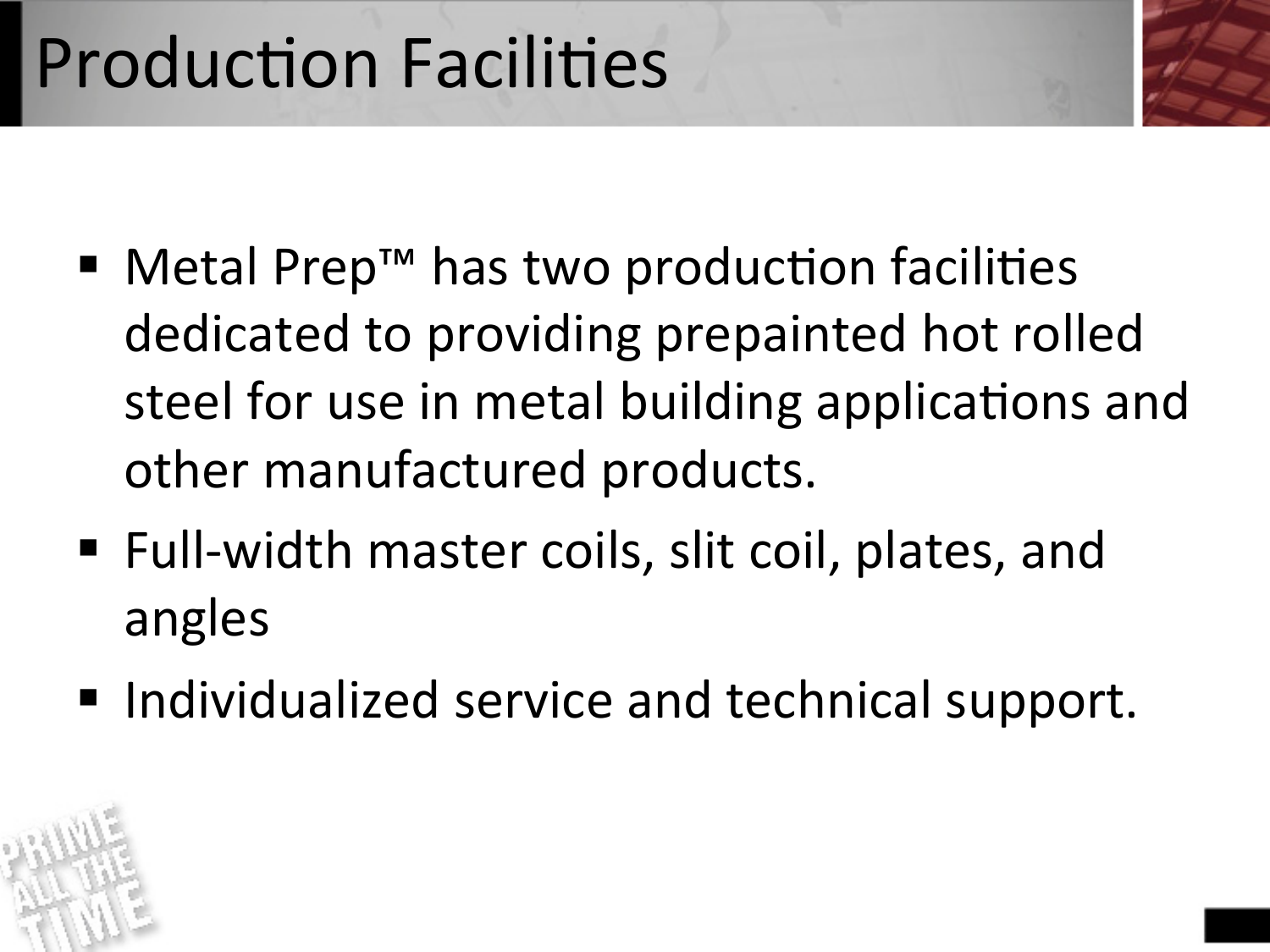# Production Facilities

- Metal Prep™ has two production facilities dedicated to providing prepainted hot rolled steel for use in metal building applications and other manufactured products.
- Full-width master coils, slit coil, plates, and angles
- Individualized service and technical support.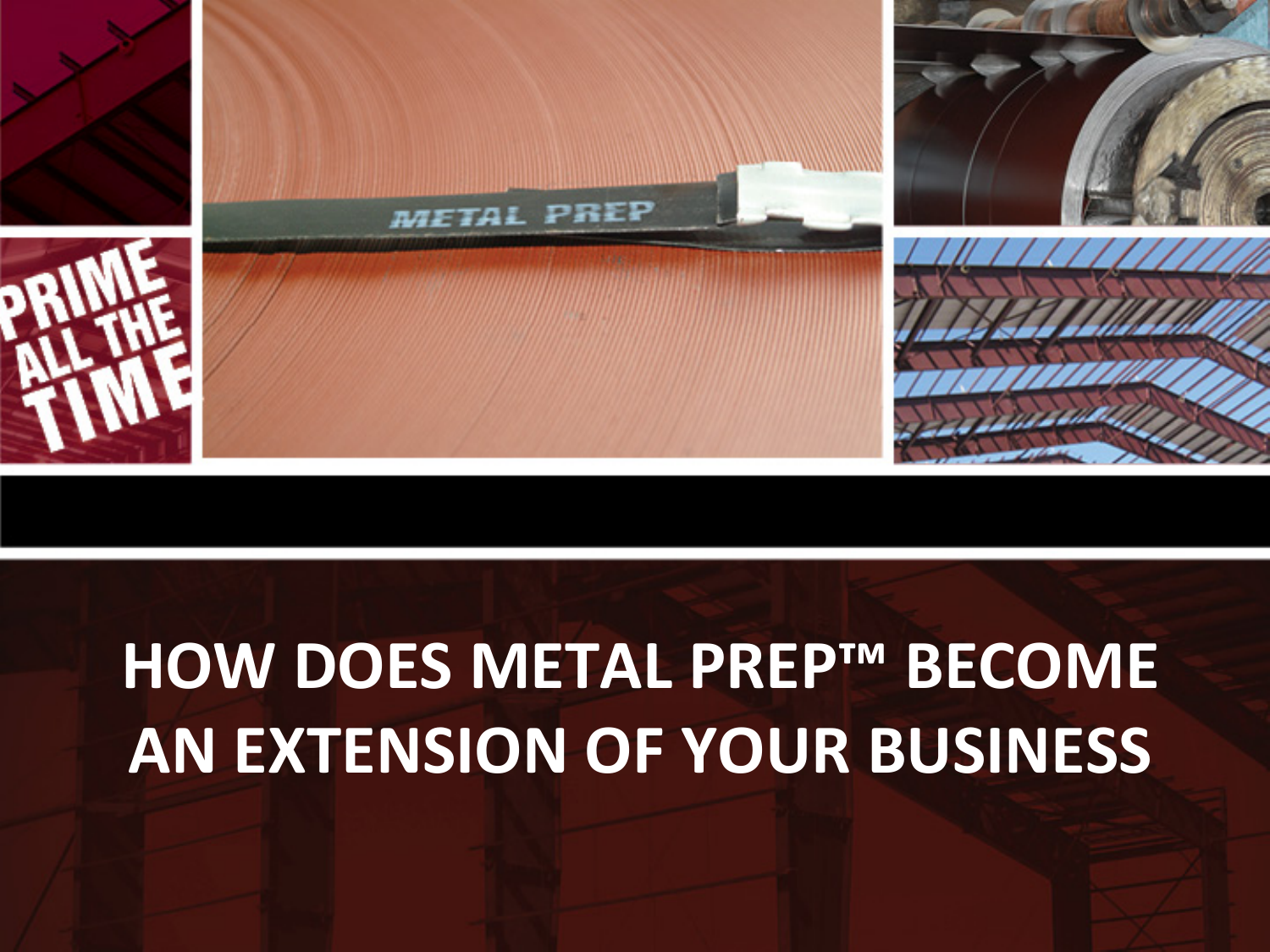PRIME ALL THE TIME

METAL PREP

# HOW DOES METAL PREP™ BECOME AN EXTENSION OF YOUR BUSINESS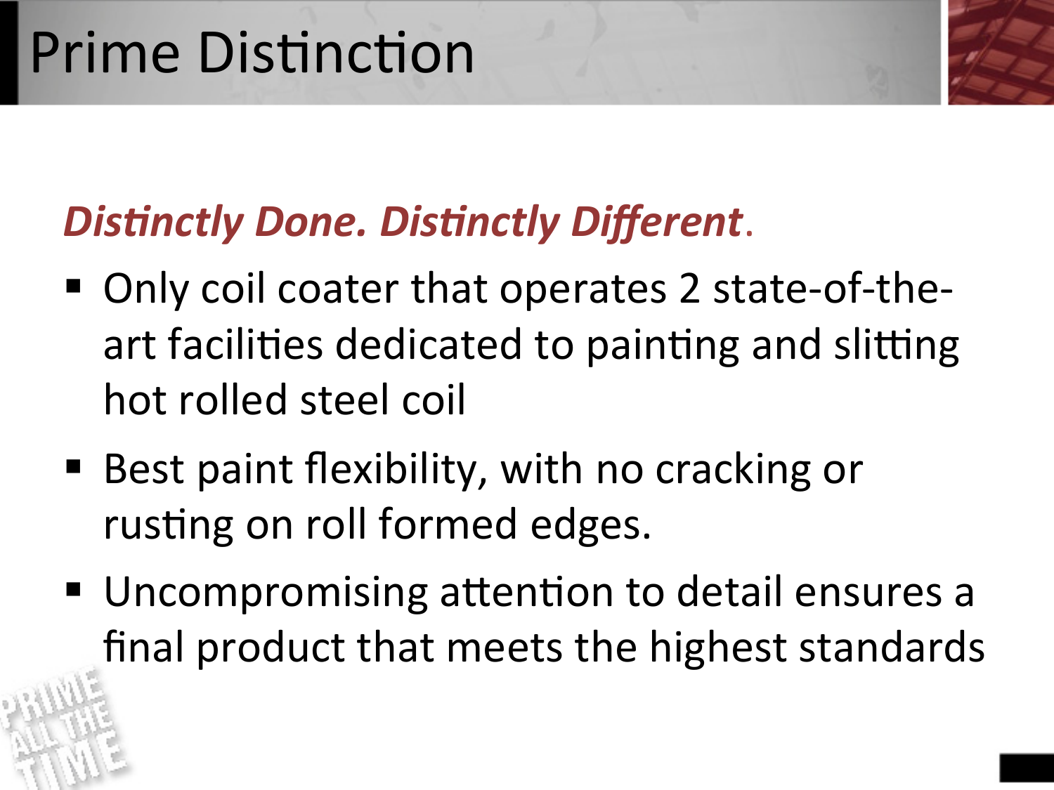# Prime Distinction

***Distinctly Done. Distinctly Different*.**

- Only coil coater that operates 2 state-of-the-art facilities dedicated to painting and slitting hot rolled steel coil
- Best paint flexibility, with no cracking or rusting on roll formed edges.
- Uncompromising attention to detail ensures a final product that meets the highest standards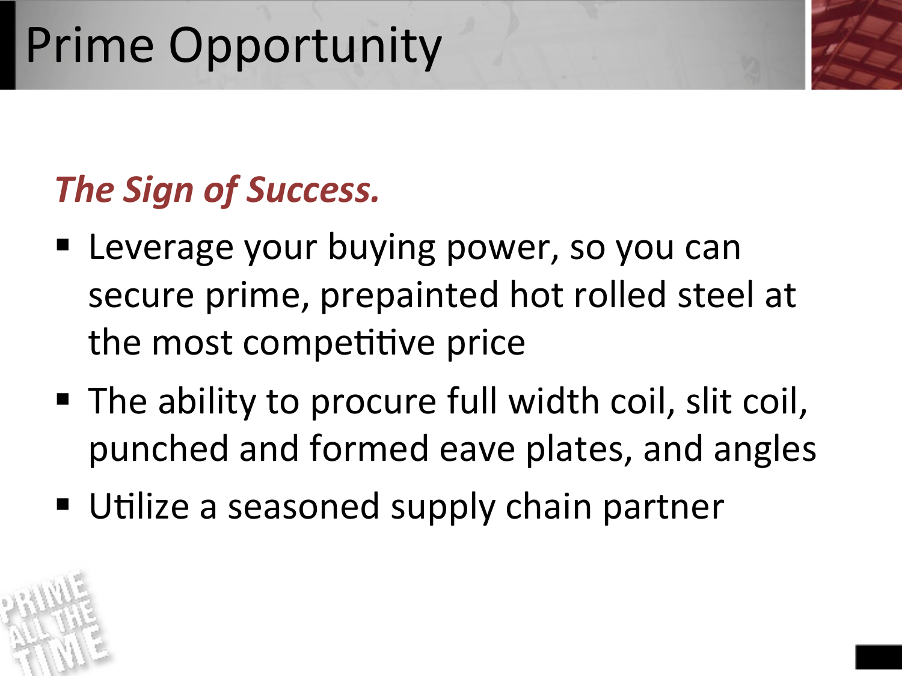# Prime Opportunity

***The Sign of Success.***

- Leverage your buying power, so you can secure prime, prepainted hot rolled steel at the most competitive price
- The ability to procure full width coil, slit coil, punched and formed eave plates, and angles
- Utilize a seasoned supply chain partner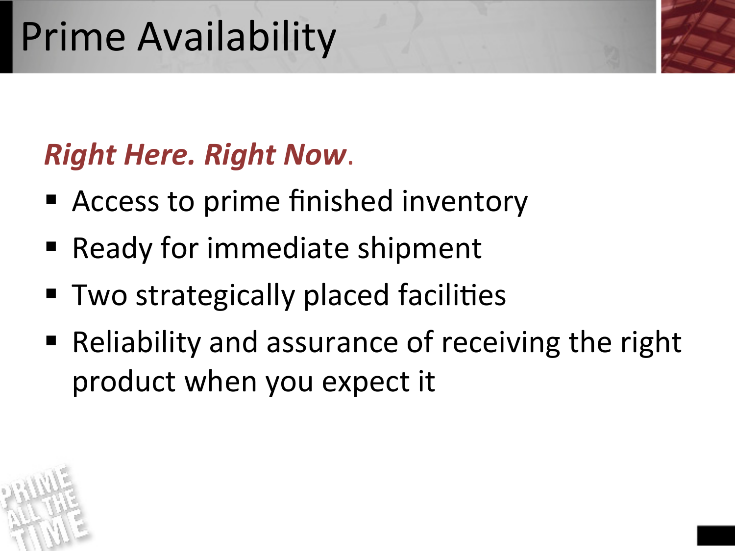# Prime Availability

***Right Here. Right Now.***

- Access to prime finished inventory
- Ready for immediate shipment
- Two strategically placed facilities
- Reliability and assurance of receiving the right product when you expect it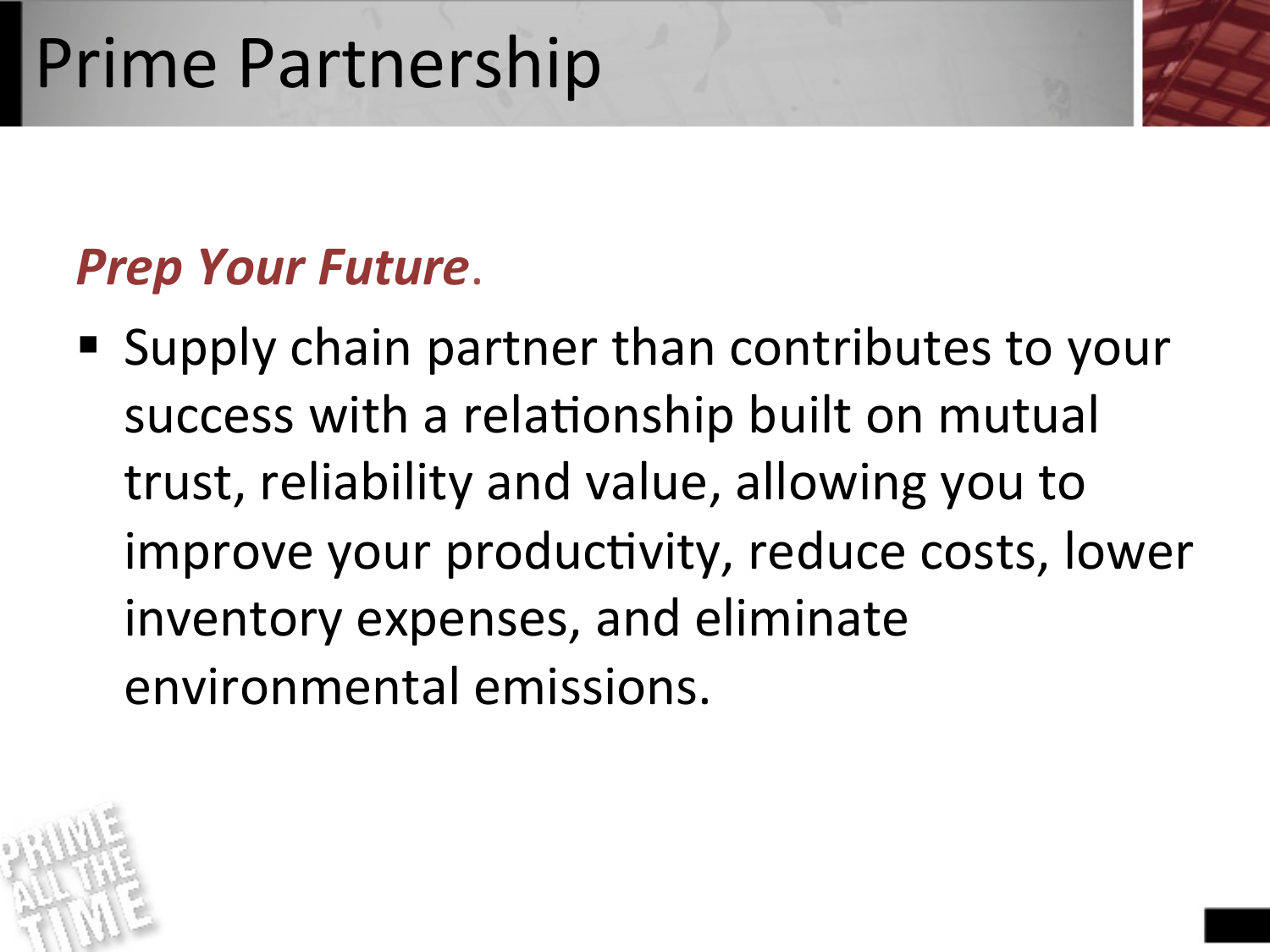# Prime Partnership

***Prep Your Future*.**

- Supply chain partner than contributes to your success with a relationship built on mutual trust, reliability and value, allowing you to improve your productivity, reduce costs, lower inventory expenses, and eliminate environmental emissions.